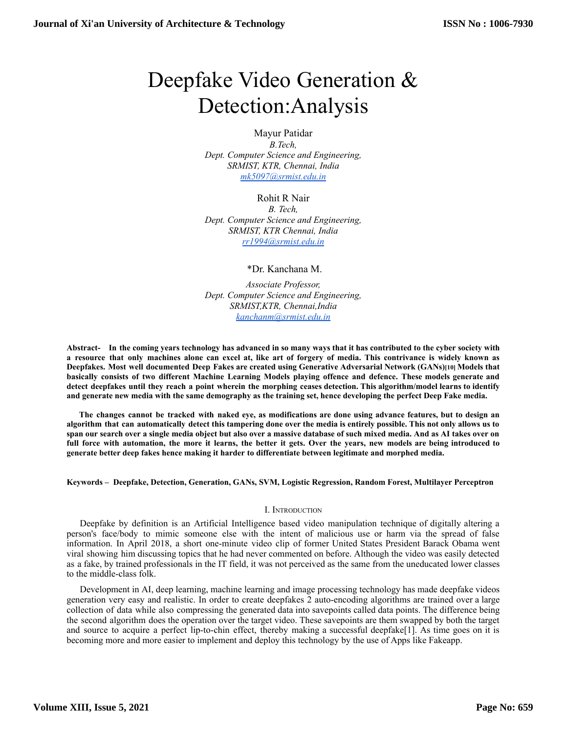# Deepfake Video Generation & Detection:Analysis

Mayur Patidar
*B.Tech,*
*Dept. Computer Science and Engineering,*
*SRMIST, KTR, Chennai, India*
*mk5097@srmist.edu.in*

Rohit R Nair
*B. Tech,*
*Dept. Computer Science and Engineering,*
*SRMIST, KTR Chennai, India*
*rr1994@srmist.edu.in*

*Dr. Kanchana M.
*Associate Professor,*
*Dept. Computer Science and Engineering,*
*SRMIST,KTR, Chennai,India*
*kanchanm@srmist.edu.in*

**Abstract- In the coming years technology has advanced in so many ways that it has contributed to the cyber society with a resource that only machines alone can excel at, like art of forgery of media. This contrivance is widely known as Deepfakes. Most well documented Deep Fakes are created using Generative Adversarial Network (GANs)[10] Models that basically consists of two different Machine Learning Models playing offence and defence. These models generate and detect deepfakes until they reach a point wherein the morphing ceases detection. This algorithm/model learns to identify and generate new media with the same demography as the training set, hence developing the perfect Deep Fake media.**

**The changes cannot be tracked with naked eye, as modifications are done using advance features, but to design an algorithm that can automatically detect this tampering done over the media is entirely possible. This not only allows us to span our search over a single media object but also over a massive database of such mixed media. And as AI takes over on full force with automation, the more it learns, the better it gets. Over the years, new models are being introduced to generate better deep fakes hence making it harder to differentiate between legitimate and morphed media.**

**Keywords – Deepfake, Detection, Generation, GANs, SVM, Logistic Regression, Random Forest, Multilayer Perceptron**

## I. Introduction

Deepfake by definition is an Artificial Intelligence based video manipulation technique of digitally altering a person's face/body to mimic someone else with the intent of malicious use or harm via the spread of false information. In April 2018, a short one-minute video clip of former United States President Barack Obama went viral showing him discussing topics that he had never commented on before. Although the video was easily detected as a fake, by trained professionals in the IT field, it was not perceived as the same from the uneducated lower classes to the middle-class folk.

Development in AI, deep learning, machine learning and image processing technology has made deepfake videos generation very easy and realistic. In order to create deepfakes 2 auto-encoding algorithms are trained over a large collection of data while also compressing the generated data into savepoints called data points. The difference being the second algorithm does the operation over the target video. These savepoints are them swapped by both the target and source to acquire a perfect lip-to-chin effect, thereby making a successful deepfake[1]. As time goes on it is becoming more and more easier to implement and deploy this technology by the use of Apps like Fakeapp.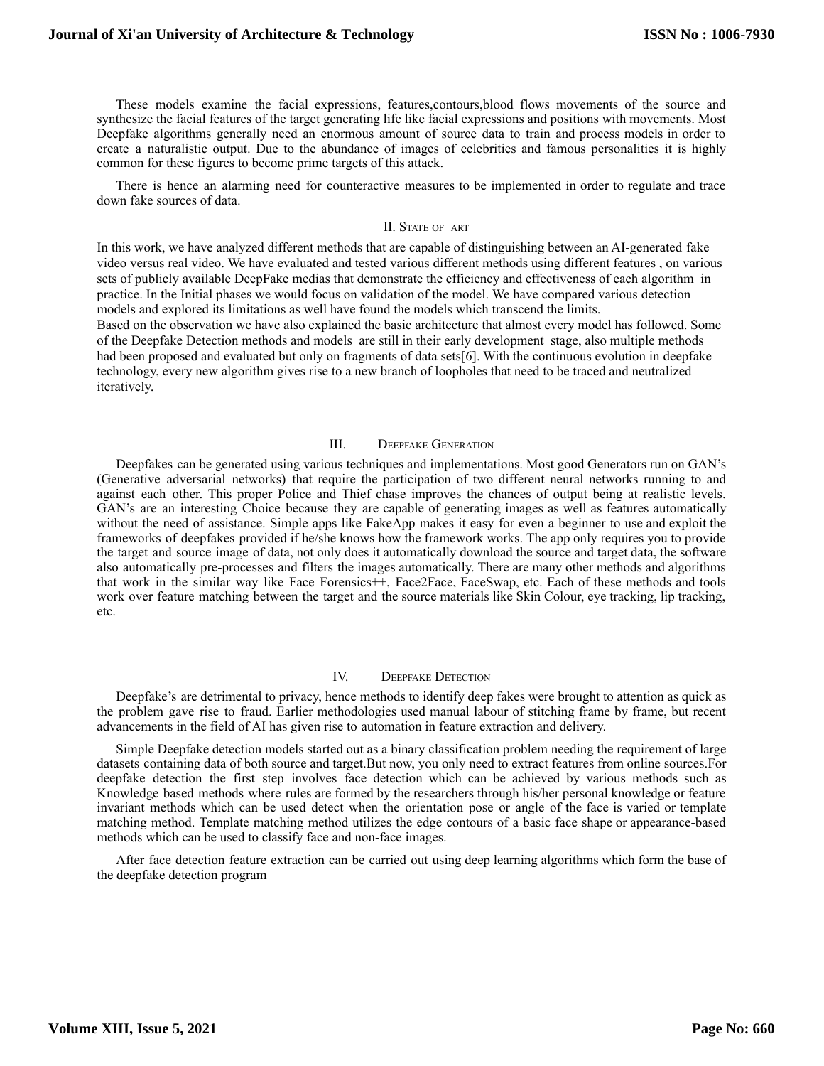These models examine the facial expressions, features,contours,blood flows movements of the source and synthesize the facial features of the target generating life like facial expressions and positions with movements. Most Deepfake algorithms generally need an enormous amount of source data to train and process models in order to create a naturalistic output. Due to the abundance of images of celebrities and famous personalities it is highly common for these figures to become prime targets of this attack.

There is hence an alarming need for counteractive measures to be implemented in order to regulate and trace down fake sources of data.

## II. State of art

In this work, we have analyzed different methods that are capable of distinguishing between an AI-generated fake video versus real video. We have evaluated and tested various different methods using different features , on various sets of publicly available DeepFake medias that demonstrate the efficiency and effectiveness of each algorithm in practice. In the Initial phases we would focus on validation of the model. We have compared various detection models and explored its limitations as well have found the models which transcend the limits.
Based on the observation we have also explained the basic architecture that almost every model has followed. Some of the Deepfake Detection methods and models are still in their early development stage, also multiple methods had been proposed and evaluated but only on fragments of data sets[6]. With the continuous evolution in deepfake technology, every new algorithm gives rise to a new branch of loopholes that need to be traced and neutralized iteratively.

## III. Deepfake Generation

Deepfakes can be generated using various techniques and implementations. Most good Generators run on GAN's (Generative adversarial networks) that require the participation of two different neural networks running to and against each other. This proper Police and Thief chase improves the chances of output being at realistic levels. GAN's are an interesting Choice because they are capable of generating images as well as features automatically without the need of assistance. Simple apps like FakeApp makes it easy for even a beginner to use and exploit the frameworks of deepfakes provided if he/she knows how the framework works. The app only requires you to provide the target and source image of data, not only does it automatically download the source and target data, the software also automatically pre-processes and filters the images automatically. There are many other methods and algorithms that work in the similar way like Face Forensics++, Face2Face, FaceSwap, etc. Each of these methods and tools work over feature matching between the target and the source materials like Skin Colour, eye tracking, lip tracking, etc.

## IV. Deepfake Detection

Deepfake's are detrimental to privacy, hence methods to identify deep fakes were brought to attention as quick as the problem gave rise to fraud. Earlier methodologies used manual labour of stitching frame by frame, but recent advancements in the field of AI has given rise to automation in feature extraction and delivery.

Simple Deepfake detection models started out as a binary classification problem needing the requirement of large datasets containing data of both source and target.But now, you only need to extract features from online sources.For deepfake detection the first step involves face detection which can be achieved by various methods such as Knowledge based methods where rules are formed by the researchers through his/her personal knowledge or feature invariant methods which can be used detect when the orientation pose or angle of the face is varied or template matching method. Template matching method utilizes the edge contours of a basic face shape or appearance-based methods which can be used to classify face and non-face images.

After face detection feature extraction can be carried out using deep learning algorithms which form the base of the deepfake detection program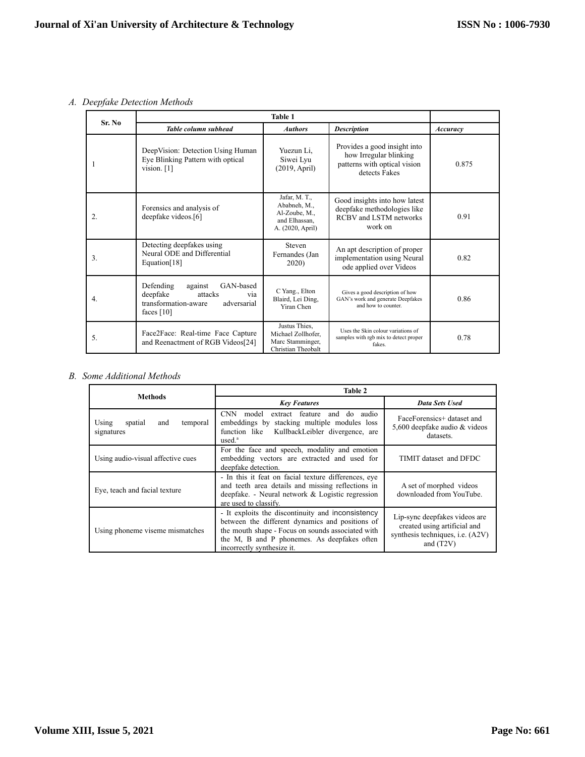### A. Deepfake Detection Methods

| Sr. No | Table 1 | | | |
|---|---|---|---|---|
| | *Table column subhead* | *Authors* | *Description* | *Accuracy* |
| 1 | DeepVision: Detection Using Human Eye Blinking Pattern with optical vision. [1] | Yuezun Li, Siwei Lyu (2019, April) | Provides a good insight into how Irregular blinking patterns with optical vision detects Fakes | 0.875 |
| 2. | Forensics and analysis of deepfake videos.[6] | Jafar, M. T., Ababneh, M., Al-Zoube, M., and Elhassan, A. (2020, April) | Good insights into how latest deepfake methodologies like RCBV and LSTM networks work on | 0.91 |
| 3. | Detecting deepfakes using Neural ODE and Differential Equation[18] | Steven Fernandes (Jan 2020) | An apt description of proper implementation using Neural ode applied over Videos | 0.82 |
| 4. | Defending against GAN-based deepfake attacks via transformation-aware adversarial faces [10] | C Yang., Elton Blaird, Lei Ding, Yiran Chen | Gives a good description of how GAN's work and generate Deepfakes and how to counter. | 0.86 |
| 5. | Face2Face: Real-time Face Capture and Reenactment of RGB Videos[24] | Justus Thies, Michael Zollhofer, Marc Stamminger, Christian Theobalt | Uses the Skin colour variations of samples with rgb mix to detect proper fakes. | 0.78 |

### B. Some Additional Methods

| Methods | Table 2 | |
|---|---|---|
| | *Key Features* | *Data Sets Used* |
| Using spatial and temporal signatures | CNN model extract feature and do audio embeddings by stacking multiple modules loss function like KullbackLeibler divergence, are used.[a] | FaceForensics+ dataset and 5,600 deepfake audio & videos datasets. |
| Using audio-visual affective cues | For the face and speech, modality and emotion embedding vectors are extracted and used for deepfake detection. | TIMIT dataset and DFDC |
| Eye, teach and facial texture | - In this it feat on facial texture differences, eye and teeth area details and missing reflections in deepfake. - Neural network & Logistic regression are used to classify. | A set of morphed videos downloaded from YouTube. |
| Using phoneme viseme mismatches | - It exploits the discontinuity and inconsistency between the different dynamics and positions of the mouth shape - Focus on sounds associated with the M, B and P phonemes. As deepfakes often incorrectly synthesize it. | Lip-sync deepfakes videos are created using artificial and synthesis techniques, i.e. (A2V) and (T2V) |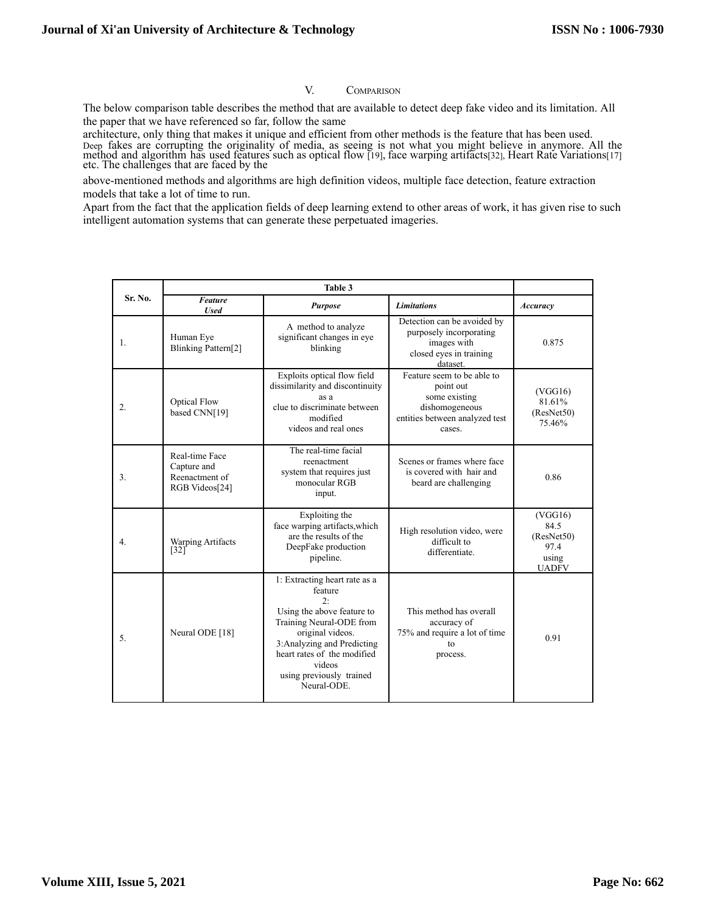## V. Comparison

The below comparison table describes the method that are available to detect deep fake video and its limitation. All the paper that we have referenced so far, follow the same architecture, only thing that makes it unique and efficient from other methods is the feature that has been used. Deep fakes are corrupting the originality of media, as seeing is not what you might believe in anymore. All the method and algorithm has used features such as optical flow [19], face warping artifacts[32], Heart Rate Variations[17] etc. The challenges that are faced by the above-mentioned methods and algorithms are high definition videos, multiple face detection, feature extraction models that take a lot of time to run.

Apart from the fact that the application fields of deep learning extend to other areas of work, it has given rise to such intelligent automation systems that can generate these perpetuated imageries.

**Table 3**

| Sr. No. | *Feature Used* | *Purpose* | *Limitations* | *Accuracy* |
|---|---|---|---|---|
| 1. | Human Eye Blinking Pattern[2] | A method to analyze significant changes in eye blinking | Detection can be avoided by purposely incorporating images with closed eyes in training dataset. | 0.875 |
| 2. | Optical Flow based CNN[19] | Exploits optical flow field dissimilarity and discontinuity as a clue to discriminate between modified videos and real ones | Feature seem to be able to point out some existing dishomogeneous entities between analyzed test cases. | (VGG16) 81.61% (ResNet50) 75.46% |
| 3. | Real-time Face Capture and Reenactment of RGB Videos[24] | The real-time facial reenactment system that requires just monocular RGB input. | Scenes or frames where face is covered with hair and beard are challenging | 0.86 |
| 4. | Warping Artifacts [32] | Exploiting the face warping artifacts,which are the results of the DeepFake production pipeline. | High resolution video, were difficult to differentiate. | (VGG16) 84.5 (ResNet50) 97.4 using UADFV |
| 5. | Neural ODE [18] | 1: Extracting heart rate as a feature 2: Using the above feature to Training Neural-ODE from original videos. 3:Analyzing and Predicting heart rates of the modified videos using previously trained Neural-ODE. | This method has overall accuracy of 75% and require a lot of time to process. | 0.91 |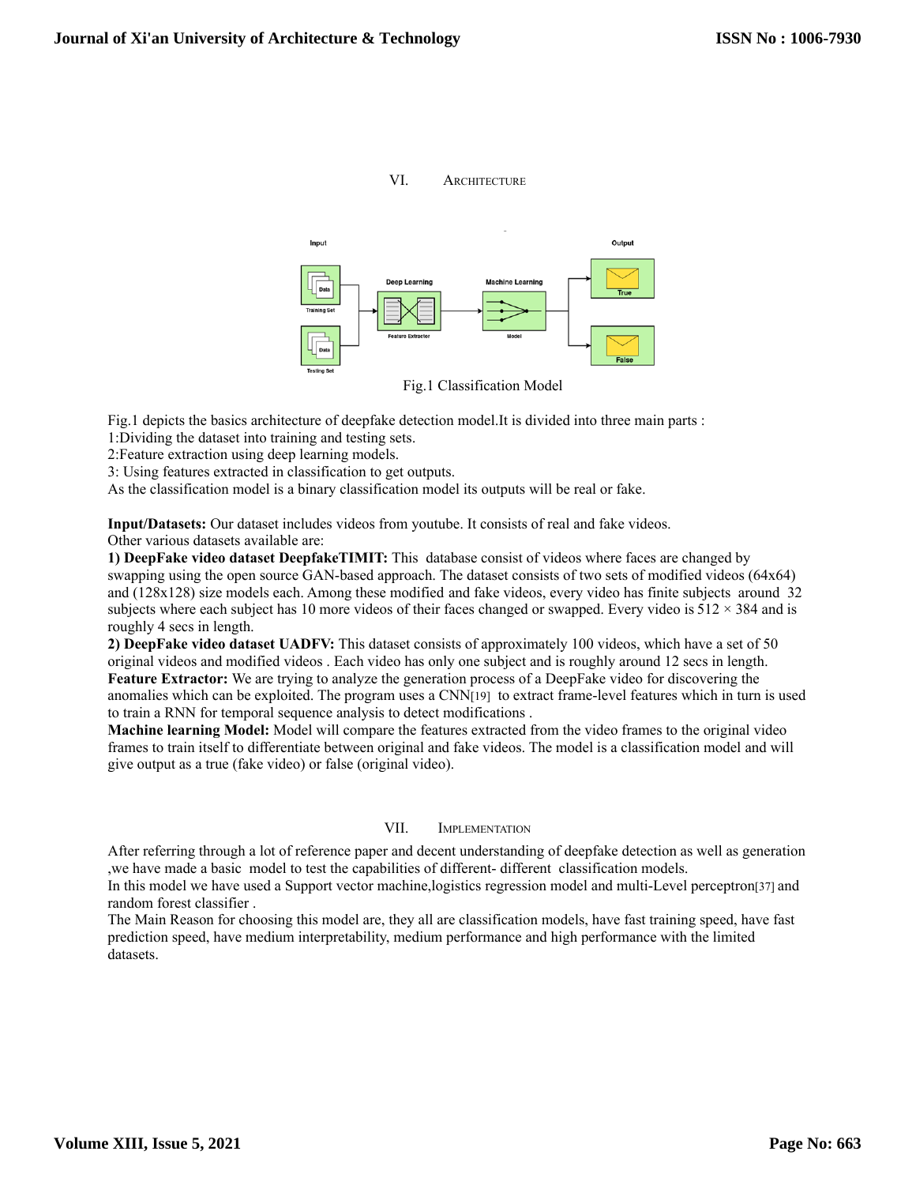## VI. Architecture

Fig.1 Classification Model

Fig.1 depicts the basics architecture of deepfake detection model.It is divided into three main parts :

1:Dividing the dataset into training and testing sets.

2:Feature extraction using deep learning models.

3: Using features extracted in classification to get outputs.

As the classification model is a binary classification model its outputs will be real or fake.

**Input/Datasets:** Our dataset includes videos from youtube. It consists of real and fake videos.

Other various datasets available are:

**1) DeepFake video dataset DeepfakeTIMIT:** This database consist of videos where faces are changed by swapping using the open source GAN-based approach. The dataset consists of two sets of modified videos (64x64) and (128x128) size models each. Among these modified and fake videos, every video has finite subjects around 32 subjects where each subject has 10 more videos of their faces changed or swapped. Every video is 512 × 384 and is roughly 4 secs in length.

**2) DeepFake video dataset UADFV:** This dataset consists of approximately 100 videos, which have a set of 50 original videos and modified videos . Each video has only one subject and is roughly around 12 secs in length.

**Feature Extractor:** We are trying to analyze the generation process of a DeepFake video for discovering the anomalies which can be exploited. The program uses a CNN[19] to extract frame-level features which in turn is used to train a RNN for temporal sequence analysis to detect modifications .

**Machine learning Model:** Model will compare the features extracted from the video frames to the original video frames to train itself to differentiate between original and fake videos. The model is a classification model and will give output as a true (fake video) or false (original video).

## VII. Implementation

After referring through a lot of reference paper and decent understanding of deepfake detection as well as generation ,we have made a basic model to test the capabilities of different- different classification models.

In this model we have used a Support vector machine,logistics regression model and multi-Level perceptron[37] and random forest classifier .

The Main Reason for choosing this model are, they all are classification models, have fast training speed, have fast prediction speed, have medium interpretability, medium performance and high performance with the limited datasets.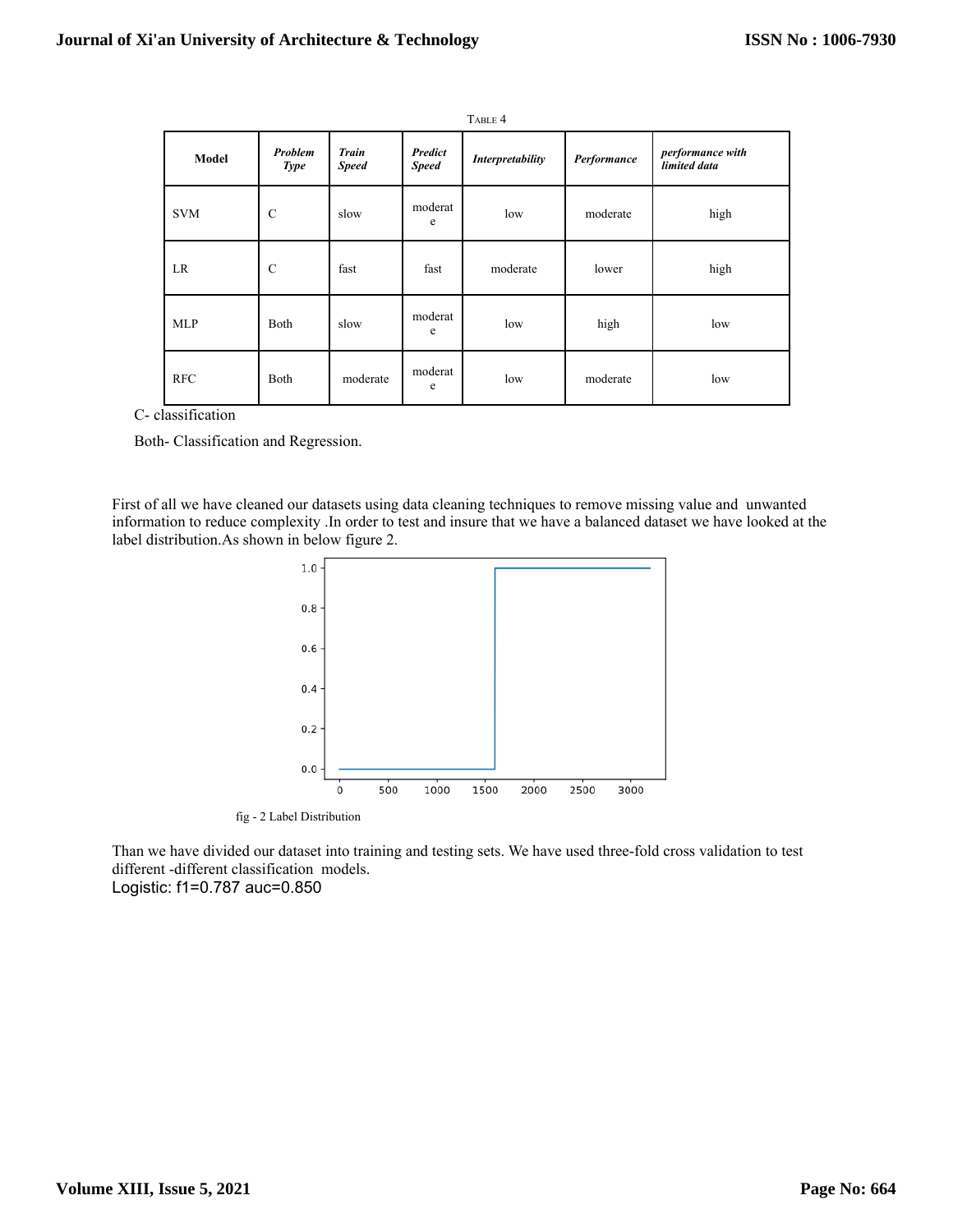TABLE 4

| Model | *Problem Type* | *Train Speed* | *Predict Speed* | *Interpretability* | *Performance* | *performance with limited data* |
|---|---|---|---|---|---|---|
| SVM | C | slow | moderate | low | moderate | high |
| LR | C | fast | fast | moderate | lower | high |
| MLP | Both | slow | moderate | low | high | low |
| RFC | Both | moderate | moderate | low | moderate | low |

C- classification

Both- Classification and Regression.

First of all we have cleaned our datasets using data cleaning techniques to remove missing value and unwanted information to reduce complexity .In order to test and insure that we have a balanced dataset we have looked at the label distribution.As shown in below figure 2.

fig - 2 Label Distribution

Than we have divided our dataset into training and testing sets. We have used three-fold cross validation to test different -different classification models.

Logistic: f1=0.787 auc=0.850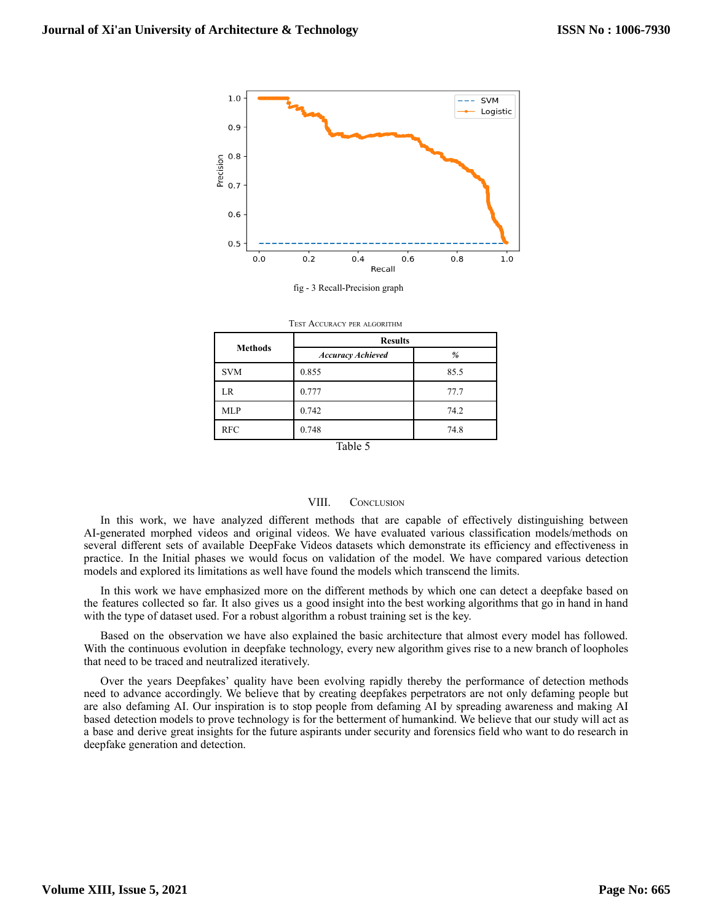fig - 3 Recall-Precision graph

TEST ACCURACY PER ALGORITHM

| Methods | Results | |
|---|---|---|
| | *Accuracy Achieved* | *%* |
| SVM | 0.855 | 85.5 |
| LR | 0.777 | 77.7 |
| MLP | 0.742 | 74.2 |
| RFC | 0.748 | 74.8 |

Table 5

## VIII. CONCLUSION

In this work, we have analyzed different methods that are capable of effectively distinguishing between AI-generated morphed videos and original videos. We have evaluated various classification models/methods on several different sets of available DeepFake Videos datasets which demonstrate its efficiency and effectiveness in practice. In the Initial phases we would focus on validation of the model. We have compared various detection models and explored its limitations as well have found the models which transcend the limits.

In this work we have emphasized more on the different methods by which one can detect a deepfake based on the features collected so far. It also gives us a good insight into the best working algorithms that go in hand in hand with the type of dataset used. For a robust algorithm a robust training set is the key.

Based on the observation we have also explained the basic architecture that almost every model has followed. With the continuous evolution in deepfake technology, every new algorithm gives rise to a new branch of loopholes that need to be traced and neutralized iteratively.

Over the years Deepfakes' quality have been evolving rapidly thereby the performance of detection methods need to advance accordingly. We believe that by creating deepfakes perpetrators are not only defaming people but are also defaming AI. Our inspiration is to stop people from defaming AI by spreading awareness and making AI based detection models to prove technology is for the betterment of humankind. We believe that our study will act as a base and derive great insights for the future aspirants under security and forensics field who want to do research in deepfake generation and detection.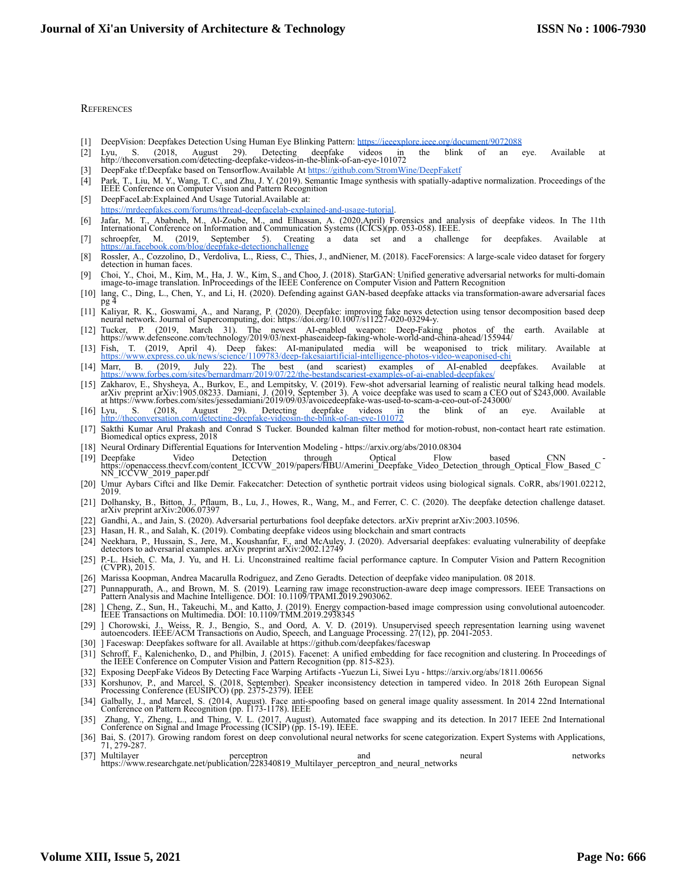## REFERENCES

[1] DeepVision: Deepfakes Detection Using Human Eye Blinking Pattern: https://ieeexplore.ieee.org/document/9072088

[2] Lyu, S. (2018, August 29). Detecting deepfake videos in the blink of an eye. Available at http://theconversation.com/detecting-deepfake-videos-in-the-blink-of-an-eye-101072

[3] DeepFake tf:Deepfake based on Tensorflow.Available At https://github.com/StromWine/DeepFaketf

[4] Park, T., Liu, M. Y., Wang, T. C., and Zhu, J. Y. (2019). Semantic Image synthesis with spatially-adaptive normalization. Proceedings of the IEEE Conference on Computer Vision and Pattern Recognition

[5] DeepFaceLab:Explained And Usage Tutorial.Available at: https://mrdeepfakes.com/forums/thread-deepfacelab-explained-and-usage-tutorial.

[6] Jafar, M. T., Ababneh, M., Al-Zoube, M., and Elhassan, A. (2020,April) Forensics and analysis of deepfake videos. In The 11th International Conference on Information and Communication Systems (ICICS)(pp. 053-058). IEEE.

[7] schroepfer, M. (2019, September 5). Creating a data set and a challenge for deepfakes. Available at https://ai.facebook.com/blog/deepfake-detectionchallenge

[8] Rossler, A., Cozzolino, D., Verdoliva, L., Riess, C., Thies, J., andNiener, M. (2018). FaceForensics: A large-scale video dataset for forgery detection in human faces.

[9] Choi, Y., Choi, M., Kim, M., Ha, J. W., Kim, S., and Choo, J. (2018). StarGAN: Unified generative adversarial networks for multi-domain image-to-image translation. InProceedings of the IEEE Conference on Computer Vision and Pattern Recognition

[10] lang, C., Ding, L., Chen, Y., and Li, H. (2020). Defending against GAN-based deepfake attacks via transformation-aware adversarial faces pg 4

[11] Kaliyar, R. K., Goswami, A., and Narang, P. (2020). Deepfake: improving fake news detection using tensor decomposition based deep neural network. Journal of Supercomputing, doi: https://doi.org/10.1007/s11227-020-03294-y.

[12] Tucker, P. (2019, March 31). The newest AI-enabled weapon: Deep-Faking photos of the earth. Available at https://www.defenseone.com/technology/2019/03/next-phaseaideep-faking-whole-world-and-china-ahead/155944/

[13] Fish, T. (2019, April 4). Deep fakes: AI-manipulated media will be weaponised to trick military. Available at https://www.express.co.uk/news/science/1109783/deep-fakesaiartificial-intelligence-photos-video-weaponised-chi

[14] Marr, B. (2019, July 22). The best (and scariest) examples of AI-enabled deepfakes. Available at https://www.forbes.com/sites/bernardmarr/2019/07/22/the-bestandscariest-examples-of-ai-enabled-deepfakes/

[15] Zakharov, E., Shysheya, A., Burkov, E., and Lempitsky, V. (2019). Few-shot adversarial learning of realistic neural talking head models. arXiv preprint arXiv:1905.08233. Damiani, J. (2019, September 3). A voice deepfake was used to scam a CEO out of $243,000. Available at https://www.forbes.com/sites/jessedamiani/2019/09/03/avoicedeepfake-was-used-to-scam-a-ceo-out-of-243000/

[16] Lyu, S. (2018, August 29). Detecting deepfake videos in the blink of an eye. Available at http://theconversation.com/detecting-deepfake-videosin-the-blink-of-an-eye-101072

[17] Sakthi Kumar Arul Prakash and Conrad S Tucker. Bounded kalman filter method for motion-robust, non-contact heart rate estimation. Biomedical optics express, 2018

[18] Neural Ordinary Differential Equations for Intervention Modeling - https://arxiv.org/abs/2010.08304

[19] Deepfake Video Detection through Optical Flow based CNN - https://openaccess.thecvf.com/content_ICCVW_2019/papers/HBU/Amerini_Deepfake_Video_Detection_through_Optical_Flow_Based_CNN_ICCVW_2019_paper.pdf

[20] Umur Aybars Ciftci and Ilke Demir. Fakecatcher: Detection of synthetic portrait videos using biological signals. CoRR, abs/1901.02212, 2019.

[21] Dolhansky, B., Bitton, J., Pflaum, B., Lu, J., Howes, R., Wang, M., and Ferrer, C. C. (2020). The deepfake detection challenge dataset. arXiv preprint arXiv:2006.07397

[22] Gandhi, A., and Jain, S. (2020). Adversarial perturbations fool deepfake detectors. arXiv preprint arXiv:2003.10596.

[23] Hasan, H. R., and Salah, K. (2019). Combating deepfake videos using blockchain and smart contracts

[24] Neekhara, P., Hussain, S., Jere, M., Koushanfar, F., and McAuley, J. (2020). Adversarial deepfakes: evaluating vulnerability of deepfake detectors to adversarial examples. arXiv preprint arXiv:2002.12749

[25] P.-L. Hsieh, C. Ma, J. Yu, and H. Li. Unconstrained realtime facial performance capture. In Computer Vision and Pattern Recognition (CVPR), 2015.

[26] Marissa Koopman, Andrea Macarulla Rodriguez, and Zeno Geradts. Detection of deepfake video manipulation. 08 2018.

[27] Punnappurath, A., and Brown, M. S. (2019). Learning raw image reconstruction-aware deep image compressors. IEEE Transactions on Pattern Analysis and Machine Intelligence. DOI: 10.1109/TPAMI.2019.2903062.

[28] ] Cheng, Z., Sun, H., Takeuchi, M., and Katto, J. (2019). Energy compaction-based image compression using convolutional autoencoder. IEEE Transactions on Multimedia. DOI: 10.1109/TMM.2019.2938345

[29] ] Chorowski, J., Weiss, R. J., Bengio, S., and Oord, A. V. D. (2019). Unsupervised speech representation learning using wavenet autoencoders. IEEE/ACM Transactions on Audio, Speech, and Language Processing. 27(12), pp. 2041-2053.

[30] ] Faceswap: Deepfakes software for all. Available at https://github.com/deepfakes/faceswap

[31] Schroff, F., Kalenichenko, D., and Philbin, J. (2015). Facenet: A unified embedding for face recognition and clustering. In Proceedings of the IEEE Conference on Computer Vision and Pattern Recognition (pp. 815-823).

[32] Exposing DeepFake Videos By Detecting Face Warping Artifacts -Yuezun Li, Siwei Lyu - https://arxiv.org/abs/1811.00656

[33] Korshunov, P., and Marcel, S. (2018, September). Speaker inconsistency detection in tampered video. In 2018 26th European Signal Processing Conference (EUSIPCO) (pp. 2375-2379). IEEE

[34] Galbally, J., and Marcel, S. (2014, August). Face anti-spoofing based on general image quality assessment. In 2014 22nd International Conference on Pattern Recognition (pp. 1173-1178). IEEE

[35] Zhang, Y., Zheng, L., and Thing, V. L. (2017, August). Automated face swapping and its detection. In 2017 IEEE 2nd International Conference on Signal and Image Processing (ICSIP) (pp. 15-19). IEEE.

[36] Bai, S. (2017). Growing random forest on deep convolutional neural networks for scene categorization. Expert Systems with Applications, 71, 279-287.

[37] Multilayer perceptron and neural networks https://www.researchgate.net/publication/228340819_Multilayer_perceptron_and_neural_networks